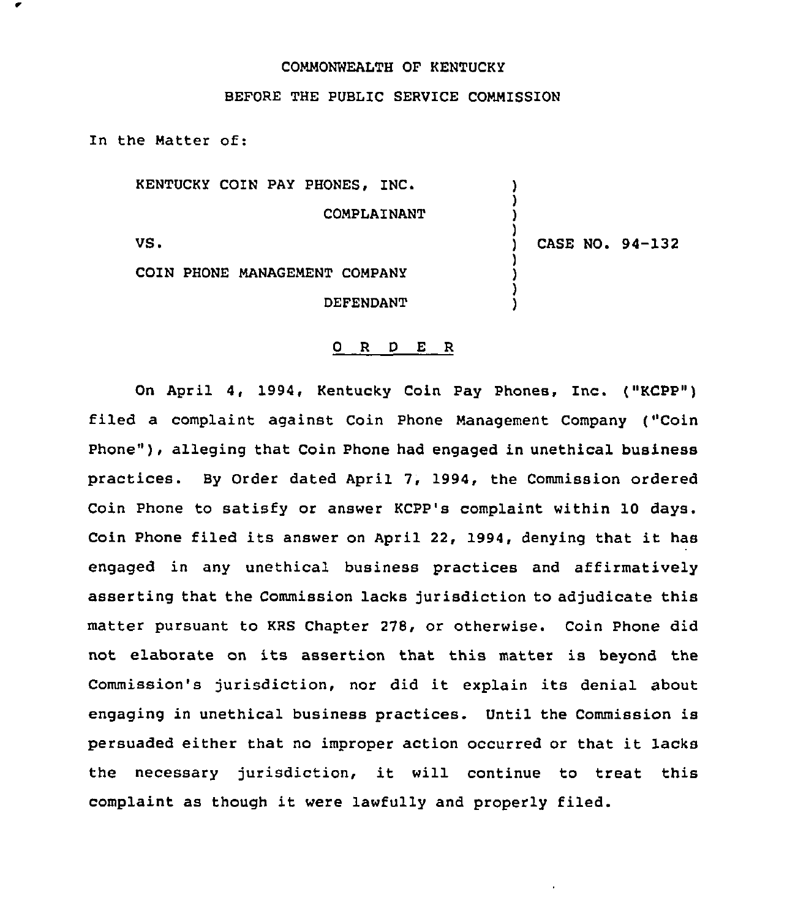COMMONWEALTH OF KENTUCKY

BEFORE THE PUBLIC SERVICE COMMISSION

In the Matter of:

| | |
|---|---|
| KENTUCKY COIN PAY PHONES, INC.<br>COMPLAINANT<br>VS.<br>COIN PHONE MANAGEMENT COMPANY<br>DEFENDANT | CASE NO. 94-132 |

O R D E R

On April 4, 1994, Kentucky Coin Pay Phones, Inc. ("KCPP") filed a complaint against Coin Phone Management Company ("Coin Phone"), alleging that Coin Phone had engaged in unethical business practices. By Order dated April 7, 1994, the Commission ordered Coin Phone to satisfy or answer KCPP's complaint within 10 days. Coin Phone filed its answer on April 22, 1994, denying that it has engaged in any unethical business practices and affirmatively asserting that the Commission lacks jurisdiction to adjudicate this matter pursuant to KRS Chapter 278, or otherwise. Coin Phone did not elaborate on its assertion that this matter is beyond the Commission's jurisdiction, nor did it explain its denial about engaging in unethical business practices. Until the Commission is persuaded either that no improper action occurred or that it lacks the necessary jurisdiction, it will continue to treat this complaint as though it were lawfully and properly filed.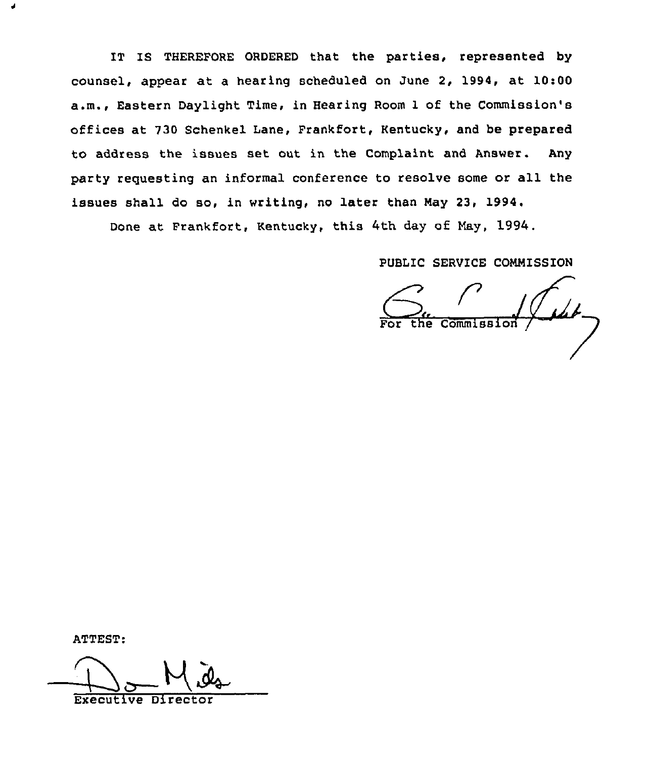IT IS THEREFORE ORDERED that the parties, represented by counsel, appear at a hearing scheduled on June 2, 1994, at 10:00 a.m., Eastern Daylight Time, in Hearing Room 1 of the Commission's offices at 730 Schenkel Lane, Frankfort, Kentucky, and be prepared to address the issues set out in the Complaint and Answer. Any party requesting an informal conference to resolve some or all the issues shall do so, in writing, no later than May 23, 1994.

Done at Frankfort, Kentucky, this 4th day of May, 1994.

PUBLIC SERVICE COMMISSION

For the Commission

ATTEST:

Executive Director